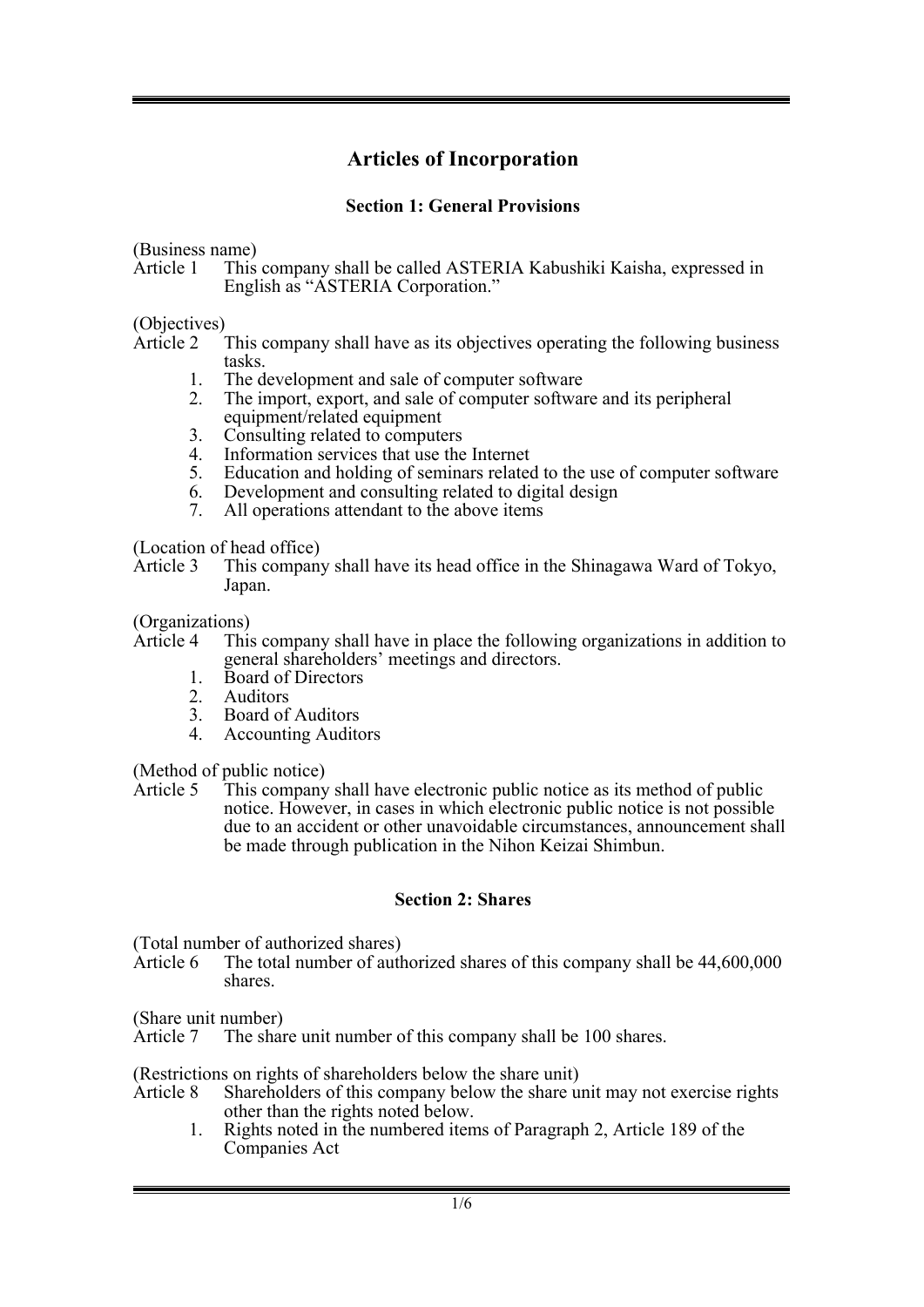# Articles of Incorporation

## Section 1: General Provisions

(Business name)
Article 1 This company shall be called ASTERIA Kabushiki Kaisha, expressed in English as “ASTERIA Corporation.”

(Objectives)
Article 2 This company shall have as its objectives operating the following business tasks.

1. The development and sale of computer software
2. The import, export, and sale of computer software and its peripheral equipment/related equipment
3. Consulting related to computers
4. Information services that use the Internet
5. Education and holding of seminars related to the use of computer software
6. Development and consulting related to digital design
7. All operations attendant to the above items

(Location of head office)
Article 3 This company shall have its head office in the Shinagawa Ward of Tokyo, Japan.

(Organizations)
Article 4 This company shall have in place the following organizations in addition to general shareholders’ meetings and directors.

1. Board of Directors
2. Auditors
3. Board of Auditors
4. Accounting Auditors

(Method of public notice)
Article 5 This company shall have electronic public notice as its method of public notice. However, in cases in which electronic public notice is not possible due to an accident or other unavoidable circumstances, announcement shall be made through publication in the Nihon Keizai Shimbun.

## Section 2: Shares

(Total number of authorized shares)
Article 6 The total number of authorized shares of this company shall be 44,600,000 shares.

(Share unit number)
Article 7 The share unit number of this company shall be 100 shares.

(Restrictions on rights of shareholders below the share unit)
Article 8 Shareholders of this company below the share unit may not exercise rights other than the rights noted below.

1. Rights noted in the numbered items of Paragraph 2, Article 189 of the Companies Act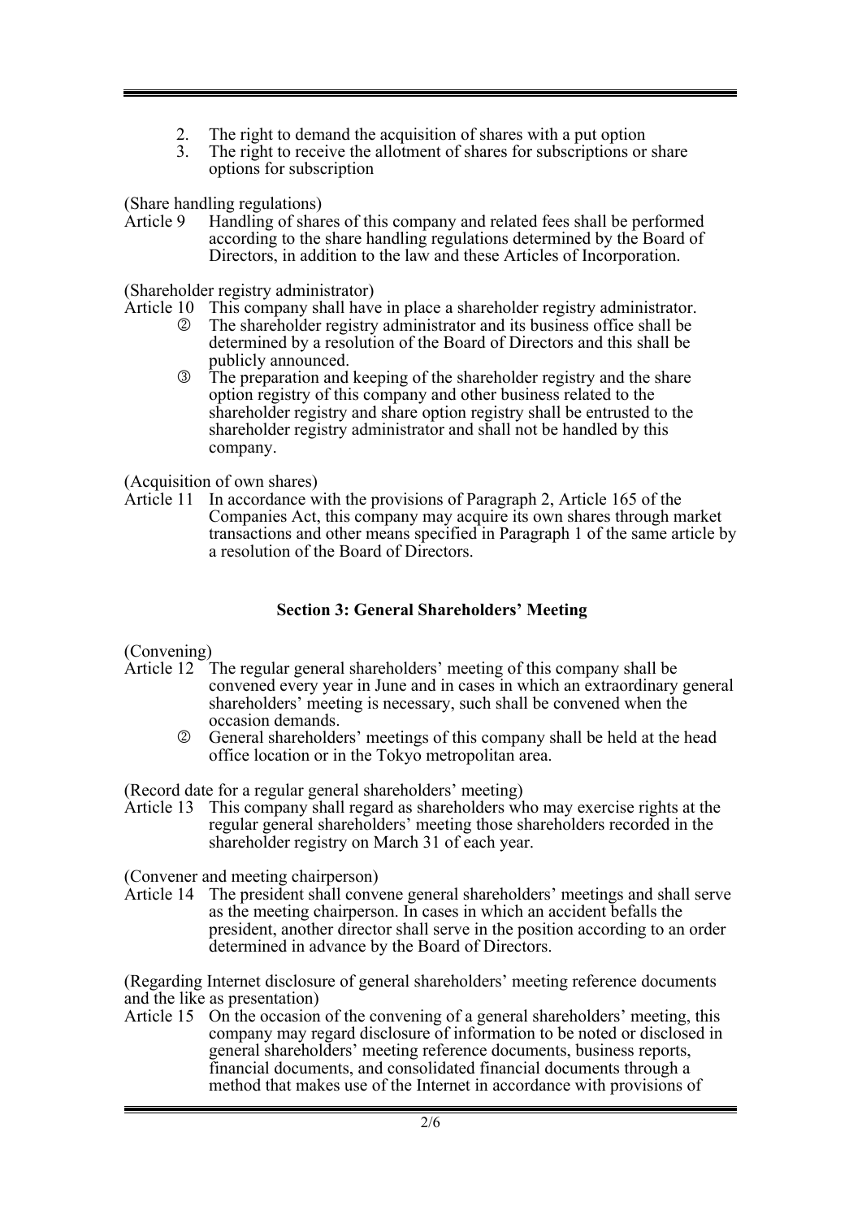2. The right to demand the acquisition of shares with a put option
3. The right to receive the allotment of shares for subscriptions or share options for subscription

(Share handling regulations)

Article 9 Handling of shares of this company and related fees shall be performed according to the share handling regulations determined by the Board of Directors, in addition to the law and these Articles of Incorporation.

(Shareholder registry administrator)

Article 10 This company shall have in place a shareholder registry administrator.

② The shareholder registry administrator and its business office shall be determined by a resolution of the Board of Directors and this shall be publicly announced.

③ The preparation and keeping of the shareholder registry and the share option registry of this company and other business related to the shareholder registry and share option registry shall be entrusted to the shareholder registry administrator and shall not be handled by this company.

(Acquisition of own shares)

Article 11 In accordance with the provisions of Paragraph 2, Article 165 of the Companies Act, this company may acquire its own shares through market transactions and other means specified in Paragraph 1 of the same article by a resolution of the Board of Directors.

## Section 3: General Shareholders' Meeting

(Convening)

Article 12 The regular general shareholders' meeting of this company shall be convened every year in June and in cases in which an extraordinary general shareholders' meeting is necessary, such shall be convened when the occasion demands.

② General shareholders' meetings of this company shall be held at the head office location or in the Tokyo metropolitan area.

(Record date for a regular general shareholders' meeting)

Article 13 This company shall regard as shareholders who may exercise rights at the regular general shareholders' meeting those shareholders recorded in the shareholder registry on March 31 of each year.

(Convener and meeting chairperson)

Article 14 The president shall convene general shareholders' meetings and shall serve as the meeting chairperson. In cases in which an accident befalls the president, another director shall serve in the position according to an order determined in advance by the Board of Directors.

(Regarding Internet disclosure of general shareholders' meeting reference documents and the like as presentation)

Article 15 On the occasion of the convening of a general shareholders' meeting, this company may regard disclosure of information to be noted or disclosed in general shareholders' meeting reference documents, business reports, financial documents, and consolidated financial documents through a method that makes use of the Internet in accordance with provisions of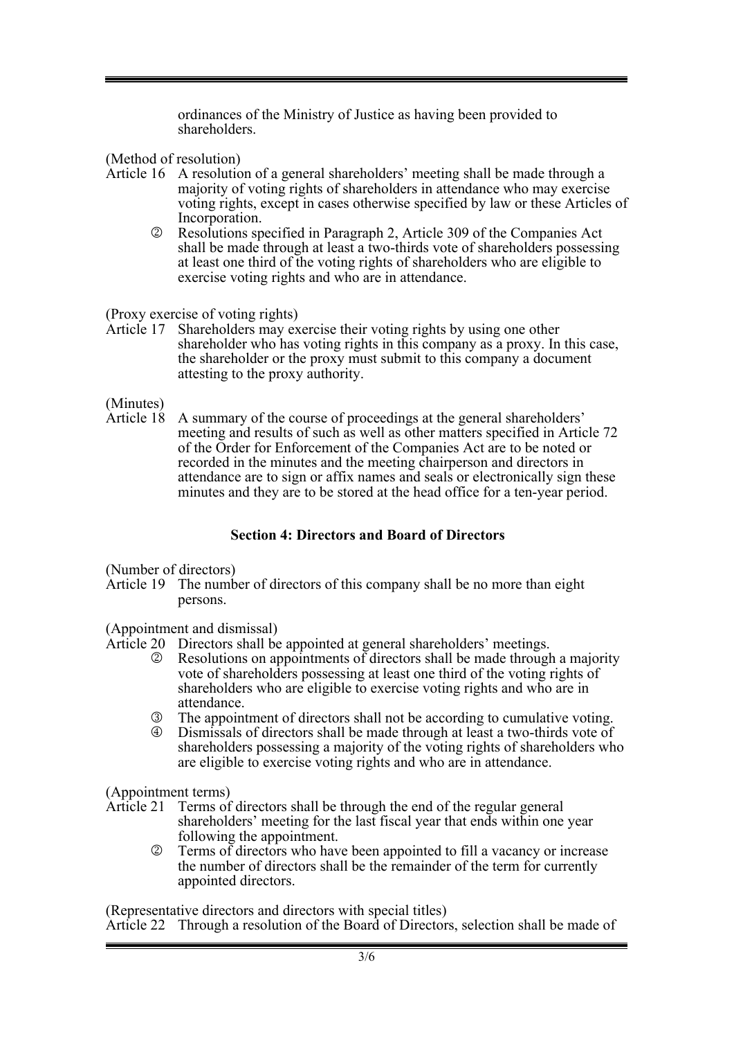ordinances of the Ministry of Justice as having been provided to shareholders.

(Method of resolution)

Article 16 A resolution of a general shareholders' meeting shall be made through a majority of voting rights of shareholders in attendance who may exercise voting rights, except in cases otherwise specified by law or these Articles of Incorporation.

② Resolutions specified in Paragraph 2, Article 309 of the Companies Act shall be made through at least a two-thirds vote of shareholders possessing at least one third of the voting rights of shareholders who are eligible to exercise voting rights and who are in attendance.

(Proxy exercise of voting rights)

Article 17 Shareholders may exercise their voting rights by using one other shareholder who has voting rights in this company as a proxy. In this case, the shareholder or the proxy must submit to this company a document attesting to the proxy authority.

(Minutes)

Article 18 A summary of the course of proceedings at the general shareholders' meeting and results of such as well as other matters specified in Article 72 of the Order for Enforcement of the Companies Act are to be noted or recorded in the minutes and the meeting chairperson and directors in attendance are to sign or affix names and seals or electronically sign these minutes and they are to be stored at the head office for a ten-year period.

## Section 4: Directors and Board of Directors

(Number of directors)

Article 19 The number of directors of this company shall be no more than eight persons.

(Appointment and dismissal)

Article 20 Directors shall be appointed at general shareholders' meetings.

② Resolutions on appointments of directors shall be made through a majority vote of shareholders possessing at least one third of the voting rights of shareholders who are eligible to exercise voting rights and who are in attendance.

③ The appointment of directors shall not be according to cumulative voting.

④ Dismissals of directors shall be made through at least a two-thirds vote of shareholders possessing a majority of the voting rights of shareholders who are eligible to exercise voting rights and who are in attendance.

(Appointment terms)

Article 21 Terms of directors shall be through the end of the regular general shareholders' meeting for the last fiscal year that ends within one year following the appointment.

② Terms of directors who have been appointed to fill a vacancy or increase the number of directors shall be the remainder of the term for currently appointed directors.

(Representative directors and directors with special titles)

Article 22 Through a resolution of the Board of Directors, selection shall be made of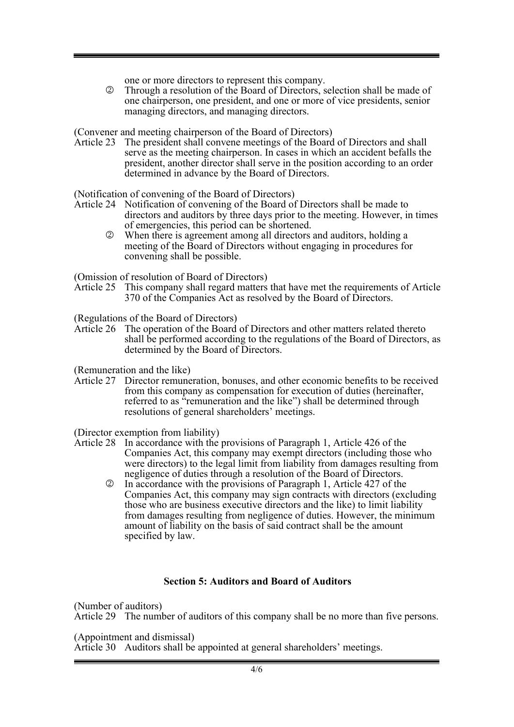one or more directors to represent this company.

② Through a resolution of the Board of Directors, selection shall be made of one chairperson, one president, and one or more of vice presidents, senior managing directors, and managing directors.

(Convener and meeting chairperson of the Board of Directors)

Article 23 The president shall convene meetings of the Board of Directors and shall serve as the meeting chairperson. In cases in which an accident befalls the president, another director shall serve in the position according to an order determined in advance by the Board of Directors.

(Notification of convening of the Board of Directors)

Article 24 Notification of convening of the Board of Directors shall be made to directors and auditors by three days prior to the meeting. However, in times of emergencies, this period can be shortened.

② When there is agreement among all directors and auditors, holding a meeting of the Board of Directors without engaging in procedures for convening shall be possible.

(Omission of resolution of Board of Directors)

Article 25 This company shall regard matters that have met the requirements of Article 370 of the Companies Act as resolved by the Board of Directors.

(Regulations of the Board of Directors)

Article 26 The operation of the Board of Directors and other matters related thereto shall be performed according to the regulations of the Board of Directors, as determined by the Board of Directors.

(Remuneration and the like)

Article 27 Director remuneration, bonuses, and other economic benefits to be received from this company as compensation for execution of duties (hereinafter, referred to as "remuneration and the like") shall be determined through resolutions of general shareholders' meetings.

(Director exemption from liability)

Article 28 In accordance with the provisions of Paragraph 1, Article 426 of the Companies Act, this company may exempt directors (including those who were directors) to the legal limit from liability from damages resulting from negligence of duties through a resolution of the Board of Directors.

② In accordance with the provisions of Paragraph 1, Article 427 of the Companies Act, this company may sign contracts with directors (excluding those who are business executive directors and the like) to limit liability from damages resulting from negligence of duties. However, the minimum amount of liability on the basis of said contract shall be the amount specified by law.

### Section 5: Auditors and Board of Auditors

(Number of auditors)

Article 29 The number of auditors of this company shall be no more than five persons.

(Appointment and dismissal)

Article 30 Auditors shall be appointed at general shareholders' meetings.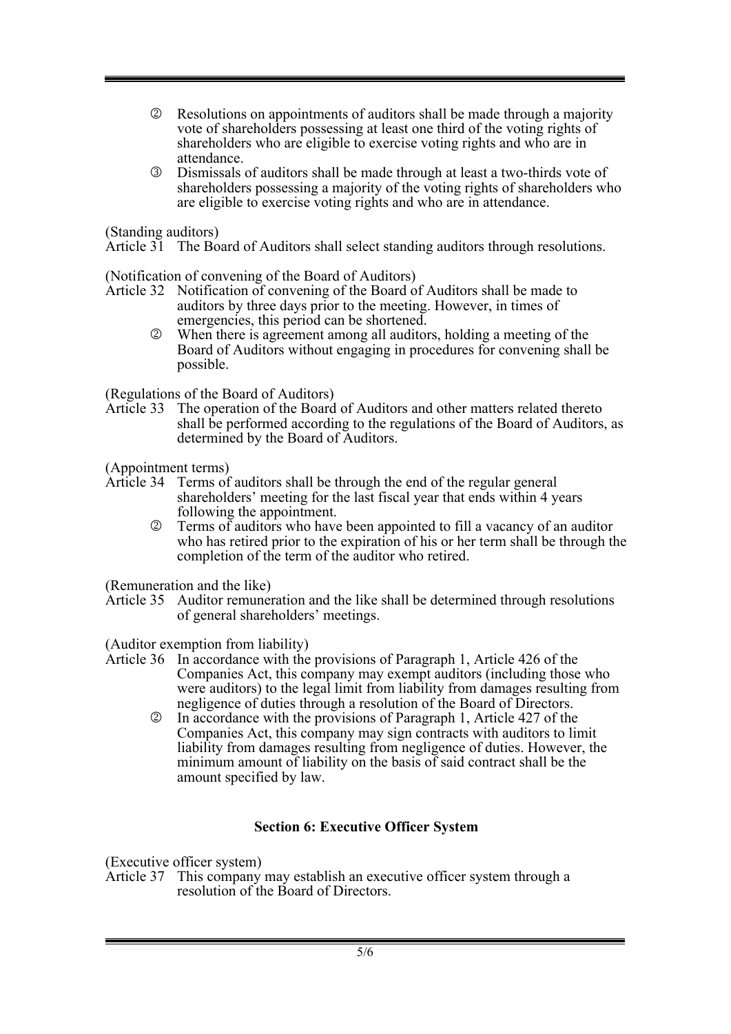② Resolutions on appointments of auditors shall be made through a majority vote of shareholders possessing at least one third of the voting rights of shareholders who are eligible to exercise voting rights and who are in attendance.

③ Dismissals of auditors shall be made through at least a two-thirds vote of shareholders possessing a majority of the voting rights of shareholders who are eligible to exercise voting rights and who are in attendance.

(Standing auditors)

Article 31 The Board of Auditors shall select standing auditors through resolutions.

(Notification of convening of the Board of Auditors)

Article 32 Notification of convening of the Board of Auditors shall be made to auditors by three days prior to the meeting. However, in times of emergencies, this period can be shortened.

② When there is agreement among all auditors, holding a meeting of the Board of Auditors without engaging in procedures for convening shall be possible.

(Regulations of the Board of Auditors)

Article 33 The operation of the Board of Auditors and other matters related thereto shall be performed according to the regulations of the Board of Auditors, as determined by the Board of Auditors.

(Appointment terms)

Article 34 Terms of auditors shall be through the end of the regular general shareholders' meeting for the last fiscal year that ends within 4 years following the appointment.

② Terms of auditors who have been appointed to fill a vacancy of an auditor who has retired prior to the expiration of his or her term shall be through the completion of the term of the auditor who retired.

(Remuneration and the like)

Article 35 Auditor remuneration and the like shall be determined through resolutions of general shareholders' meetings.

(Auditor exemption from liability)

Article 36 In accordance with the provisions of Paragraph 1, Article 426 of the Companies Act, this company may exempt auditors (including those who were auditors) to the legal limit from liability from damages resulting from negligence of duties through a resolution of the Board of Directors.

② In accordance with the provisions of Paragraph 1, Article 427 of the Companies Act, this company may sign contracts with auditors to limit liability from damages resulting from negligence of duties. However, the minimum amount of liability on the basis of said contract shall be the amount specified by law.

## Section 6: Executive Officer System

(Executive officer system)

Article 37 This company may establish an executive officer system through a resolution of the Board of Directors.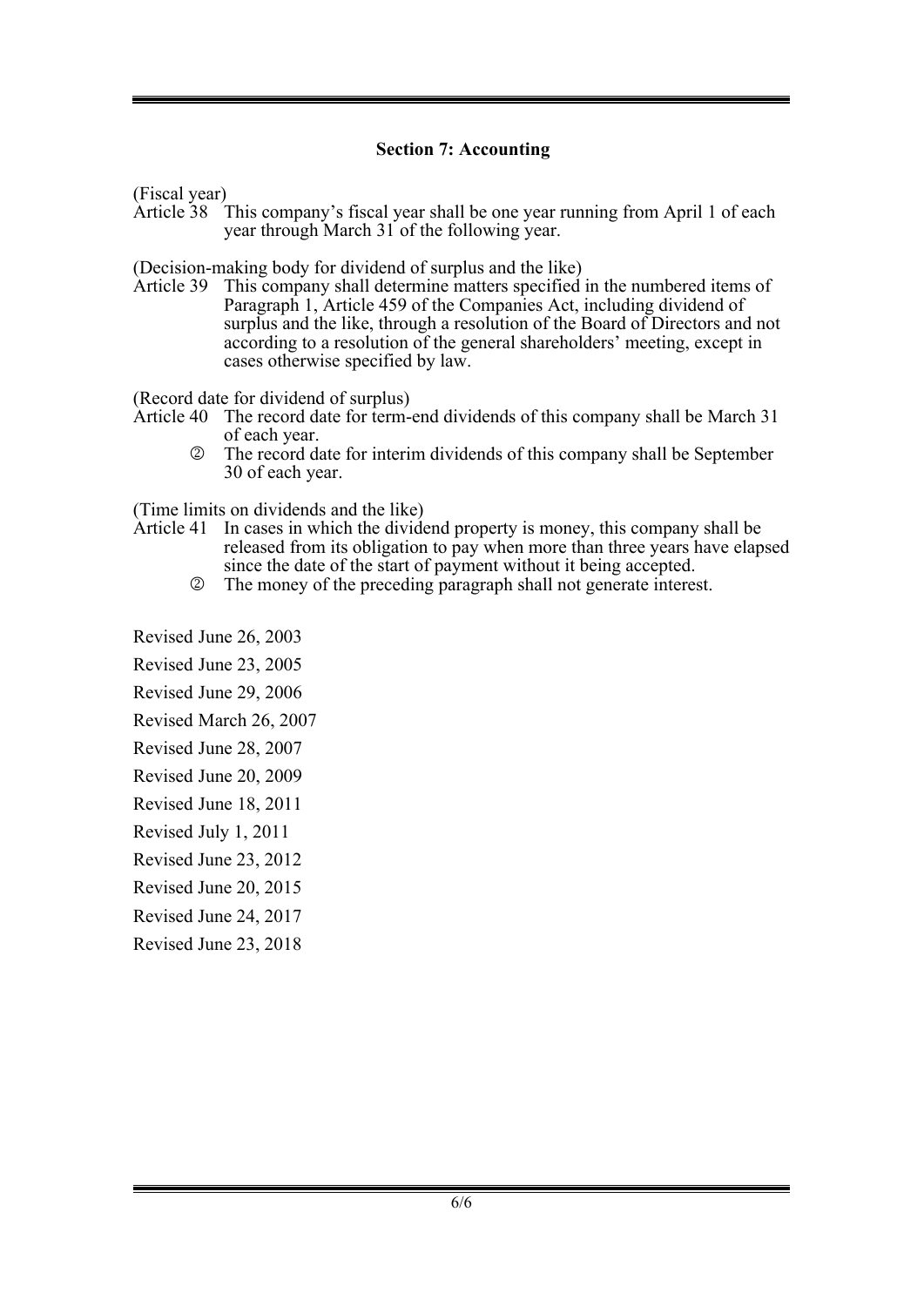## Section 7: Accounting

(Fiscal year)

Article 38 This company's fiscal year shall be one year running from April 1 of each year through March 31 of the following year.

(Decision-making body for dividend of surplus and the like)

Article 39 This company shall determine matters specified in the numbered items of Paragraph 1, Article 459 of the Companies Act, including dividend of surplus and the like, through a resolution of the Board of Directors and not according to a resolution of the general shareholders' meeting, except in cases otherwise specified by law.

(Record date for dividend of surplus)

Article 40 The record date for term-end dividends of this company shall be March 31 of each year.

② The record date for interim dividends of this company shall be September 30 of each year.

(Time limits on dividends and the like)

Article 41 In cases in which the dividend property is money, this company shall be released from its obligation to pay when more than three years have elapsed since the date of the start of payment without it being accepted.

② The money of the preceding paragraph shall not generate interest.

Revised June 26, 2003

Revised June 23, 2005

Revised June 29, 2006

Revised March 26, 2007

Revised June 28, 2007

Revised June 20, 2009

Revised June 18, 2011

Revised July 1, 2011

Revised June 23, 2012

Revised June 20, 2015

Revised June 24, 2017

Revised June 23, 2018